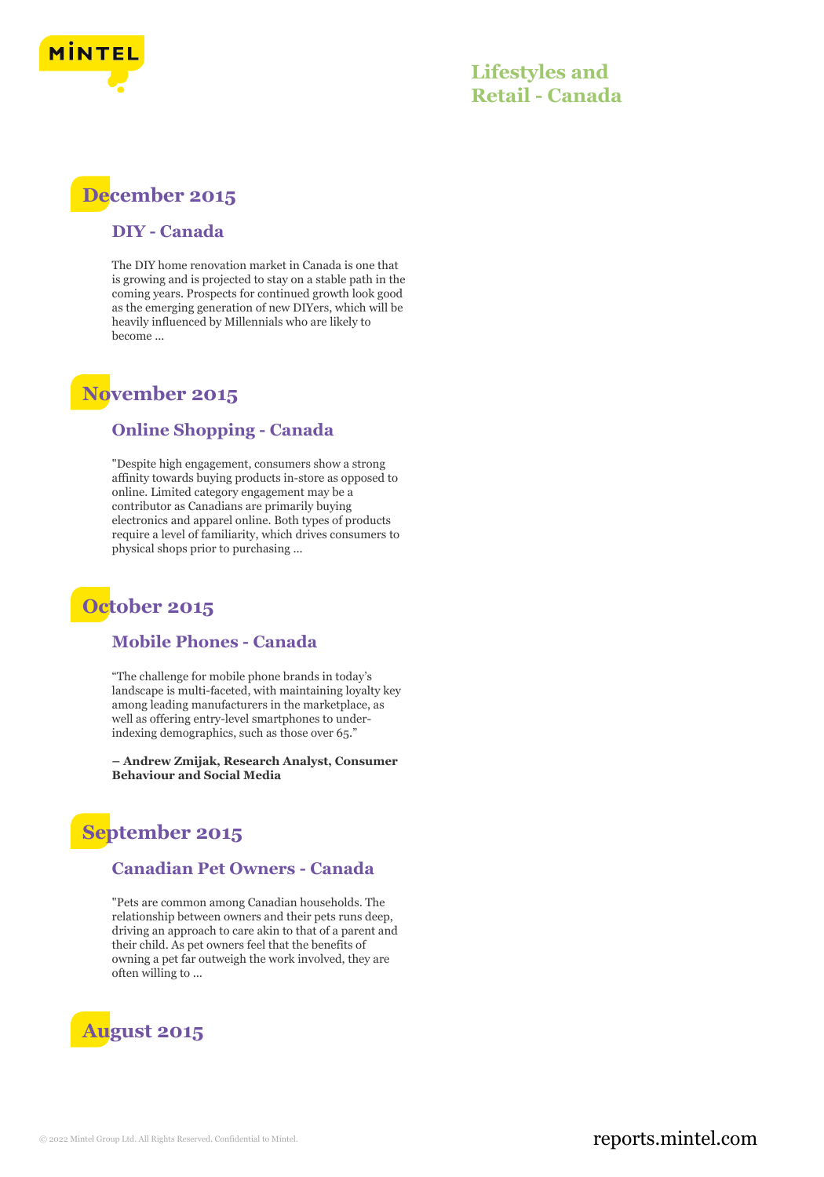# Lifestyles and Retail - Canada

## December 2015

### DIY - Canada

The DIY home renovation market in Canada is one that is growing and is projected to stay on a stable path in the coming years. Prospects for continued growth look good as the emerging generation of new DIYers, which will be heavily influenced by Millennials who are likely to become ...

## November 2015

### Online Shopping - Canada

"Despite high engagement, consumers show a strong affinity towards buying products in-store as opposed to online. Limited category engagement may be a contributor as Canadians are primarily buying electronics and apparel online. Both types of products require a level of familiarity, which drives consumers to physical shops prior to purchasing ...

## October 2015

### Mobile Phones - Canada

"The challenge for mobile phone brands in today's landscape is multi-faceted, with maintaining loyalty key among leading manufacturers in the marketplace, as well as offering entry-level smartphones to under-indexing demographics, such as those over 65."

**– Andrew Zmijak, Research Analyst, Consumer Behaviour and Social Media**

## September 2015

### Canadian Pet Owners - Canada

"Pets are common among Canadian households. The relationship between owners and their pets runs deep, driving an approach to care akin to that of a parent and their child. As pet owners feel that the benefits of owning a pet far outweigh the work involved, they are often willing to ...

## August 2015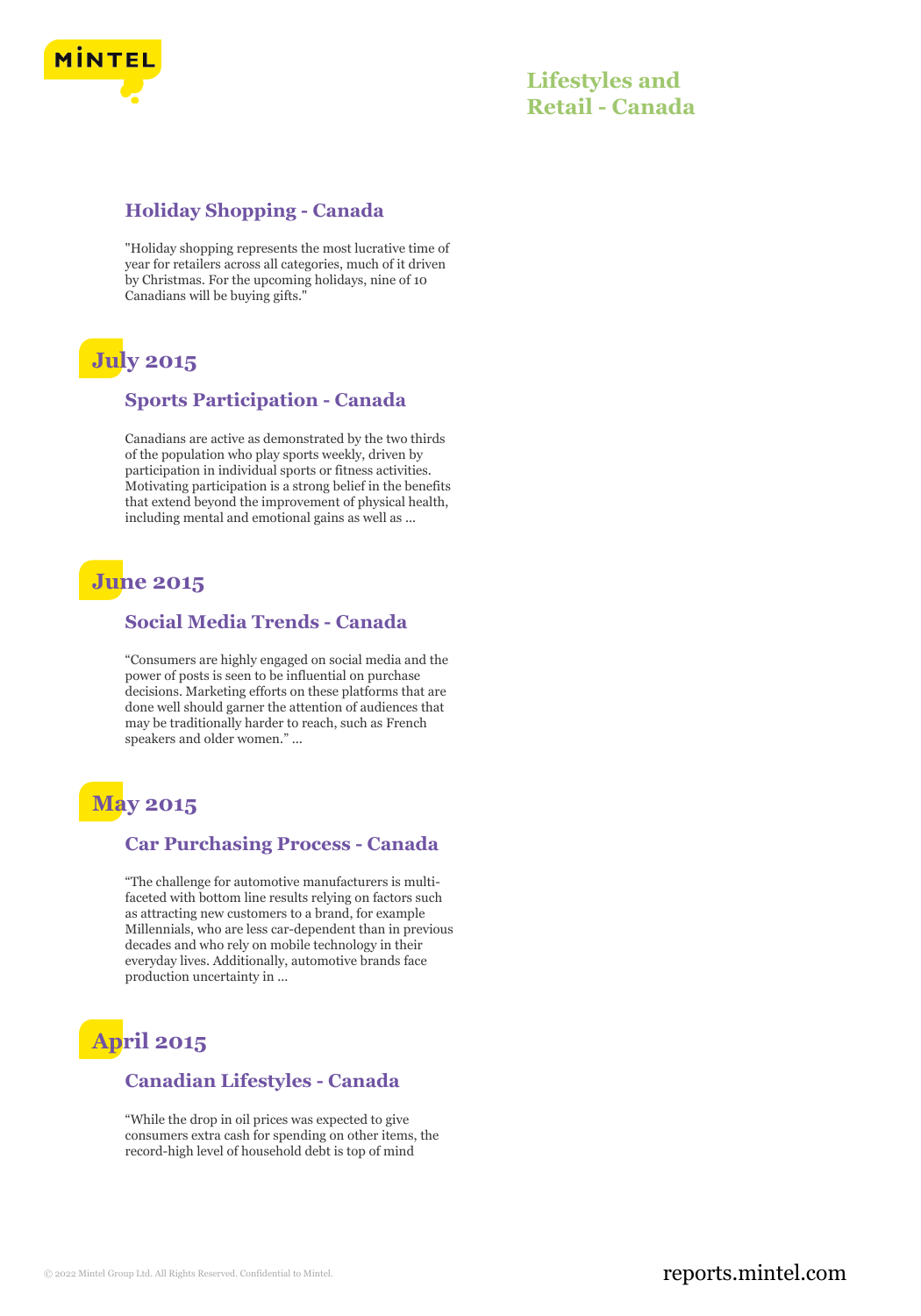### Holiday Shopping - Canada

"Holiday shopping represents the most lucrative time of year for retailers across all categories, much of it driven by Christmas. For the upcoming holidays, nine of 10 Canadians will be buying gifts."

## July 2015

### Sports Participation - Canada

Canadians are active as demonstrated by the two thirds of the population who play sports weekly, driven by participation in individual sports or fitness activities. Motivating participation is a strong belief in the benefits that extend beyond the improvement of physical health, including mental and emotional gains as well as ...

## June 2015

### Social Media Trends - Canada

“Consumers are highly engaged on social media and the power of posts is seen to be influential on purchase decisions. Marketing efforts on these platforms that are done well should garner the attention of audiences that may be traditionally harder to reach, such as French speakers and older women.” ...

## May 2015

### Car Purchasing Process - Canada

“The challenge for automotive manufacturers is multi-faceted with bottom line results relying on factors such as attracting new customers to a brand, for example Millennials, who are less car-dependent than in previous decades and who rely on mobile technology in their everyday lives. Additionally, automotive brands face production uncertainty in ...

## April 2015

### Canadian Lifestyles - Canada

“While the drop in oil prices was expected to give consumers extra cash for spending on other items, the record-high level of household debt is top of mind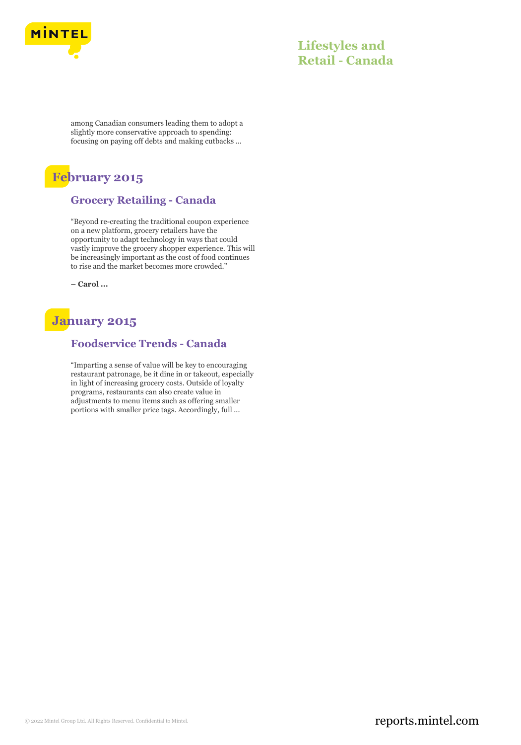among Canadian consumers leading them to adopt a slightly more conservative approach to spending: focusing on paying off debts and making cutbacks ...

## February 2015

### Grocery Retailing - Canada

“Beyond re-creating the traditional coupon experience on a new platform, grocery retailers have the opportunity to adapt technology in ways that could vastly improve the grocery shopper experience. This will be increasingly important as the cost of food continues to rise and the market becomes more crowded.”

**– Carol ...**

## January 2015

### Foodservice Trends - Canada

“Imparting a sense of value will be key to encouraging restaurant patronage, be it dine in or takeout, especially in light of increasing grocery costs. Outside of loyalty programs, restaurants can also create value in adjustments to menu items such as offering smaller portions with smaller price tags. Accordingly, full ...